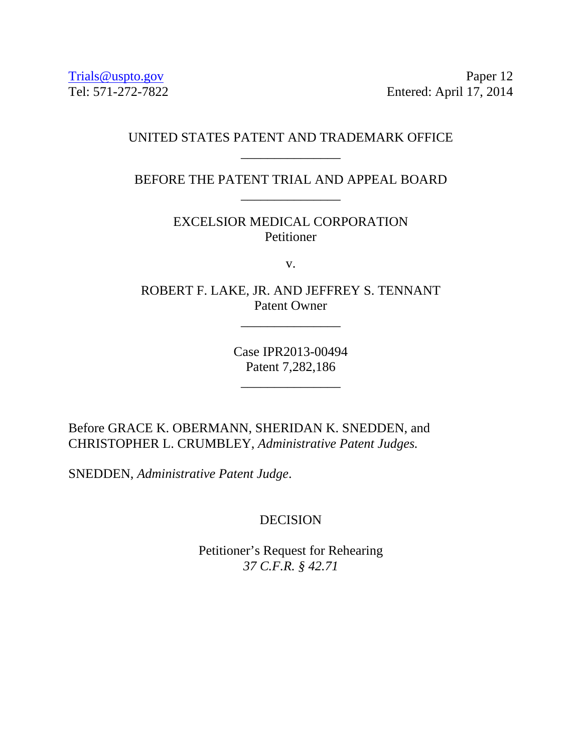Trials@uspto.gov
Tel: 571-272-7822

Paper 12
Entered: April 17, 2014

UNITED STATES PATENT AND TRADEMARK OFFICE

\_\_\_\_\_\_\_\_\_\_\_\_\_\_\_

BEFORE THE PATENT TRIAL AND APPEAL BOARD

\_\_\_\_\_\_\_\_\_\_\_\_\_\_\_

EXCELSIOR MEDICAL CORPORATION
Petitioner

v.

ROBERT F. LAKE, JR. AND JEFFREY S. TENNANT
Patent Owner

\_\_\_\_\_\_\_\_\_\_\_\_\_\_\_

Case IPR2013-00494
Patent 7,282,186

\_\_\_\_\_\_\_\_\_\_\_\_\_\_\_

Before GRACE K. OBERMANN, SHERIDAN K. SNEDDEN, and CHRISTOPHER L. CRUMBLEY, *Administrative Patent Judges.*

SNEDDEN, *Administrative Patent Judge*.

DECISION

Petitioner's Request for Rehearing
*37 C.F.R. § 42.71*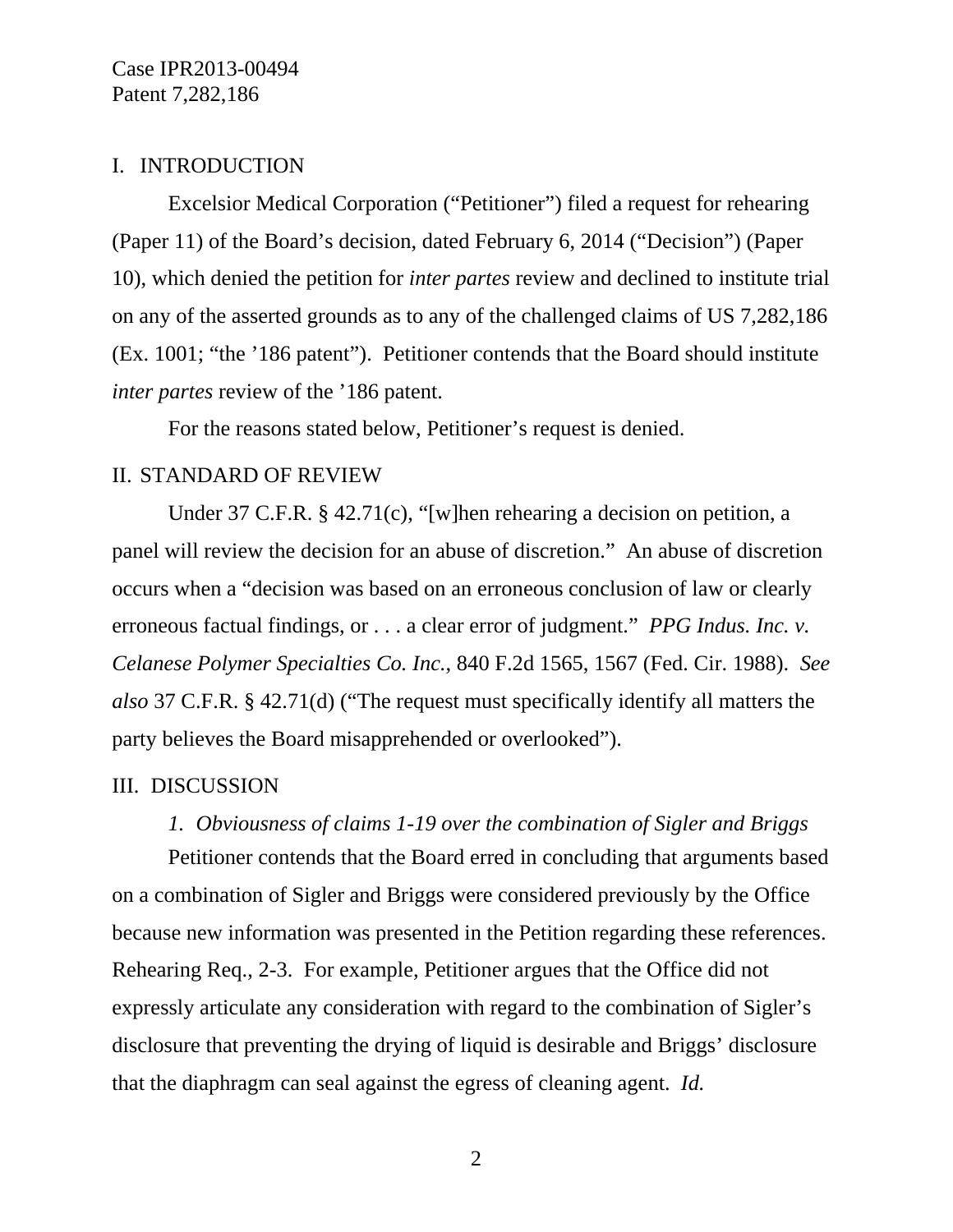## I. INTRODUCTION

Excelsior Medical Corporation ("Petitioner") filed a request for rehearing (Paper 11) of the Board's decision, dated February 6, 2014 ("Decision") (Paper 10), which denied the petition for *inter partes* review and declined to institute trial on any of the asserted grounds as to any of the challenged claims of US 7,282,186 (Ex. 1001; "the '186 patent"). Petitioner contends that the Board should institute *inter partes* review of the '186 patent.

For the reasons stated below, Petitioner's request is denied.

## II. STANDARD OF REVIEW

Under 37 C.F.R. § 42.71(c), "[w]hen rehearing a decision on petition, a panel will review the decision for an abuse of discretion." An abuse of discretion occurs when a "decision was based on an erroneous conclusion of law or clearly erroneous factual findings, or . . . a clear error of judgment." *PPG Indus. Inc. v. Celanese Polymer Specialties Co. Inc.*, 840 F.2d 1565, 1567 (Fed. Cir. 1988). *See also* 37 C.F.R. § 42.71(d) ("The request must specifically identify all matters the party believes the Board misapprehended or overlooked").

## III. DISCUSSION

### *1. Obviousness of claims 1-19 over the combination of Sigler and Briggs*

Petitioner contends that the Board erred in concluding that arguments based on a combination of Sigler and Briggs were considered previously by the Office because new information was presented in the Petition regarding these references. Rehearing Req., 2-3. For example, Petitioner argues that the Office did not expressly articulate any consideration with regard to the combination of Sigler's disclosure that preventing the drying of liquid is desirable and Briggs' disclosure that the diaphragm can seal against the egress of cleaning agent. *Id.*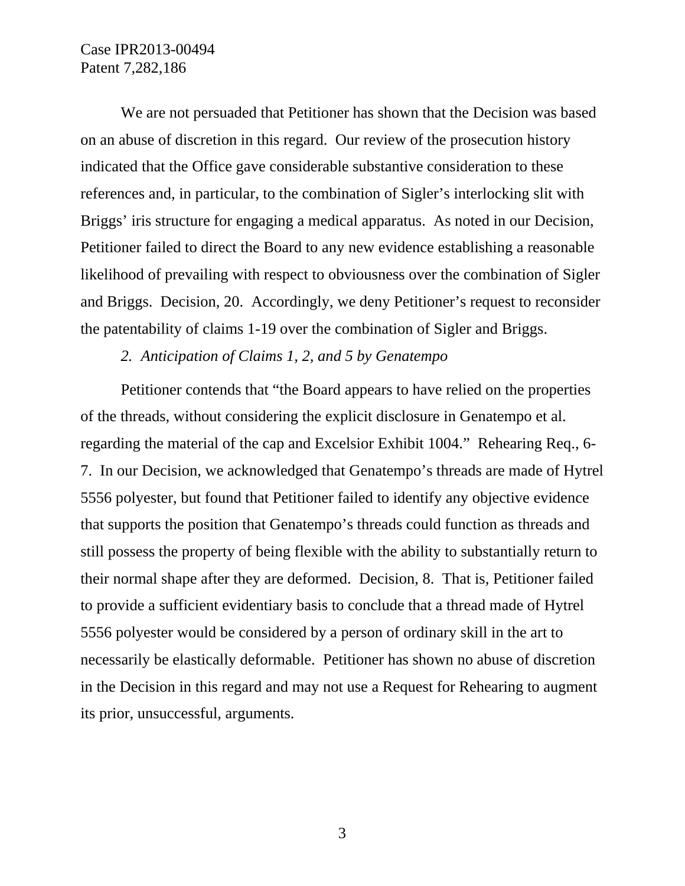We are not persuaded that Petitioner has shown that the Decision was based on an abuse of discretion in this regard. Our review of the prosecution history indicated that the Office gave considerable substantive consideration to these references and, in particular, to the combination of Sigler's interlocking slit with Briggs' iris structure for engaging a medical apparatus. As noted in our Decision, Petitioner failed to direct the Board to any new evidence establishing a reasonable likelihood of prevailing with respect to obviousness over the combination of Sigler and Briggs. Decision, 20. Accordingly, we deny Petitioner's request to reconsider the patentability of claims 1-19 over the combination of Sigler and Briggs.

*2. Anticipation of Claims 1, 2, and 5 by Genatempo*

Petitioner contends that "the Board appears to have relied on the properties of the threads, without considering the explicit disclosure in Genatempo et al. regarding the material of the cap and Excelsior Exhibit 1004." Rehearing Req., 6-7. In our Decision, we acknowledged that Genatempo's threads are made of Hytrel 5556 polyester, but found that Petitioner failed to identify any objective evidence that supports the position that Genatempo's threads could function as threads and still possess the property of being flexible with the ability to substantially return to their normal shape after they are deformed. Decision, 8. That is, Petitioner failed to provide a sufficient evidentiary basis to conclude that a thread made of Hytrel 5556 polyester would be considered by a person of ordinary skill in the art to necessarily be elastically deformable. Petitioner has shown no abuse of discretion in the Decision in this regard and may not use a Request for Rehearing to augment its prior, unsuccessful, arguments.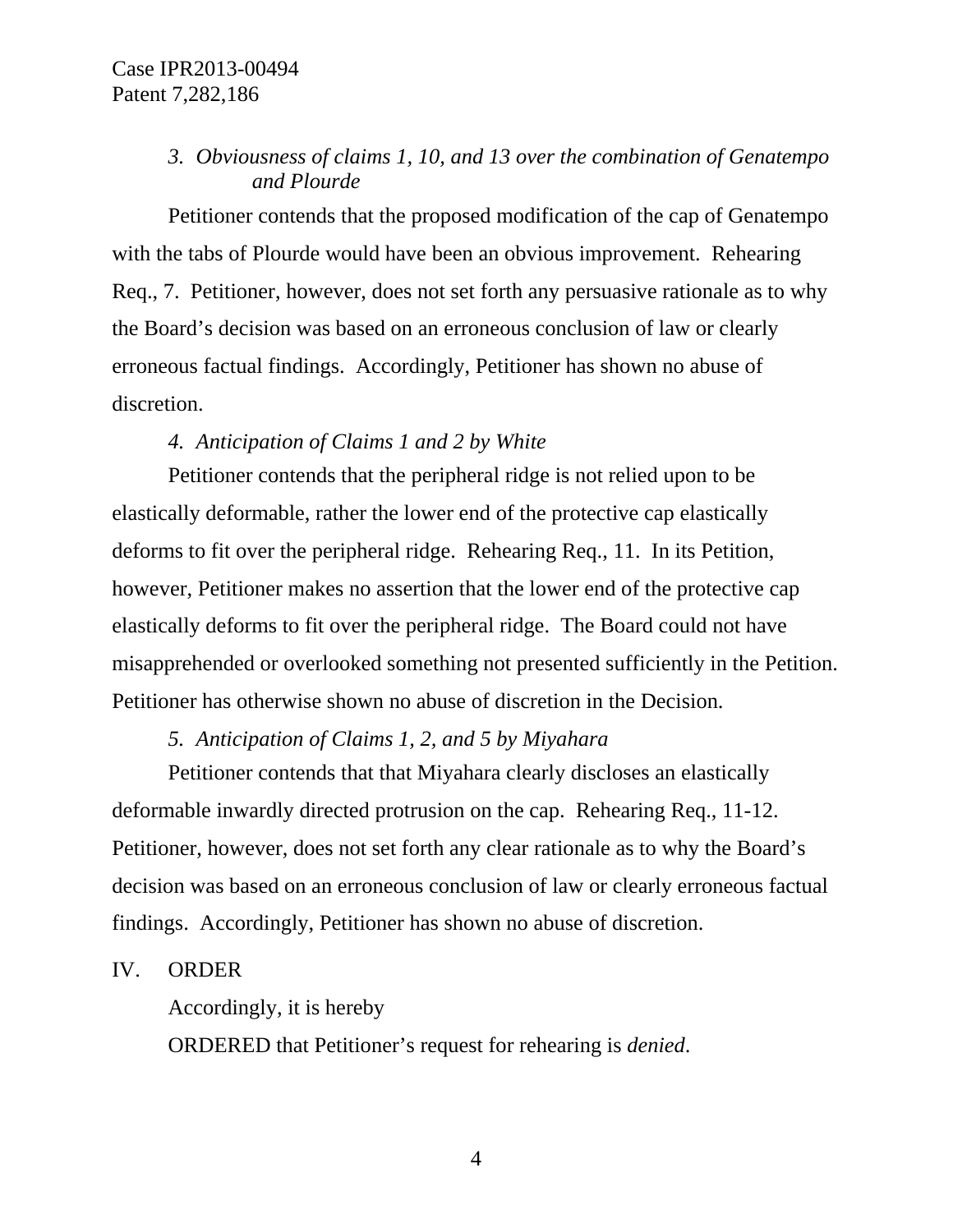*3. Obviousness of claims 1, 10, and 13 over the combination of Genatempo and Plourde*

Petitioner contends that the proposed modification of the cap of Genatempo with the tabs of Plourde would have been an obvious improvement. Rehearing Req., 7. Petitioner, however, does not set forth any persuasive rationale as to why the Board's decision was based on an erroneous conclusion of law or clearly erroneous factual findings. Accordingly, Petitioner has shown no abuse of discretion.

*4. Anticipation of Claims 1 and 2 by White*

Petitioner contends that the peripheral ridge is not relied upon to be elastically deformable, rather the lower end of the protective cap elastically deforms to fit over the peripheral ridge. Rehearing Req., 11. In its Petition, however, Petitioner makes no assertion that the lower end of the protective cap elastically deforms to fit over the peripheral ridge. The Board could not have misapprehended or overlooked something not presented sufficiently in the Petition. Petitioner has otherwise shown no abuse of discretion in the Decision.

*5. Anticipation of Claims 1, 2, and 5 by Miyahara*

Petitioner contends that that Miyahara clearly discloses an elastically deformable inwardly directed protrusion on the cap. Rehearing Req., 11-12. Petitioner, however, does not set forth any clear rationale as to why the Board's decision was based on an erroneous conclusion of law or clearly erroneous factual findings. Accordingly, Petitioner has shown no abuse of discretion.

## IV. ORDER

Accordingly, it is hereby

ORDERED that Petitioner's request for rehearing is *denied*.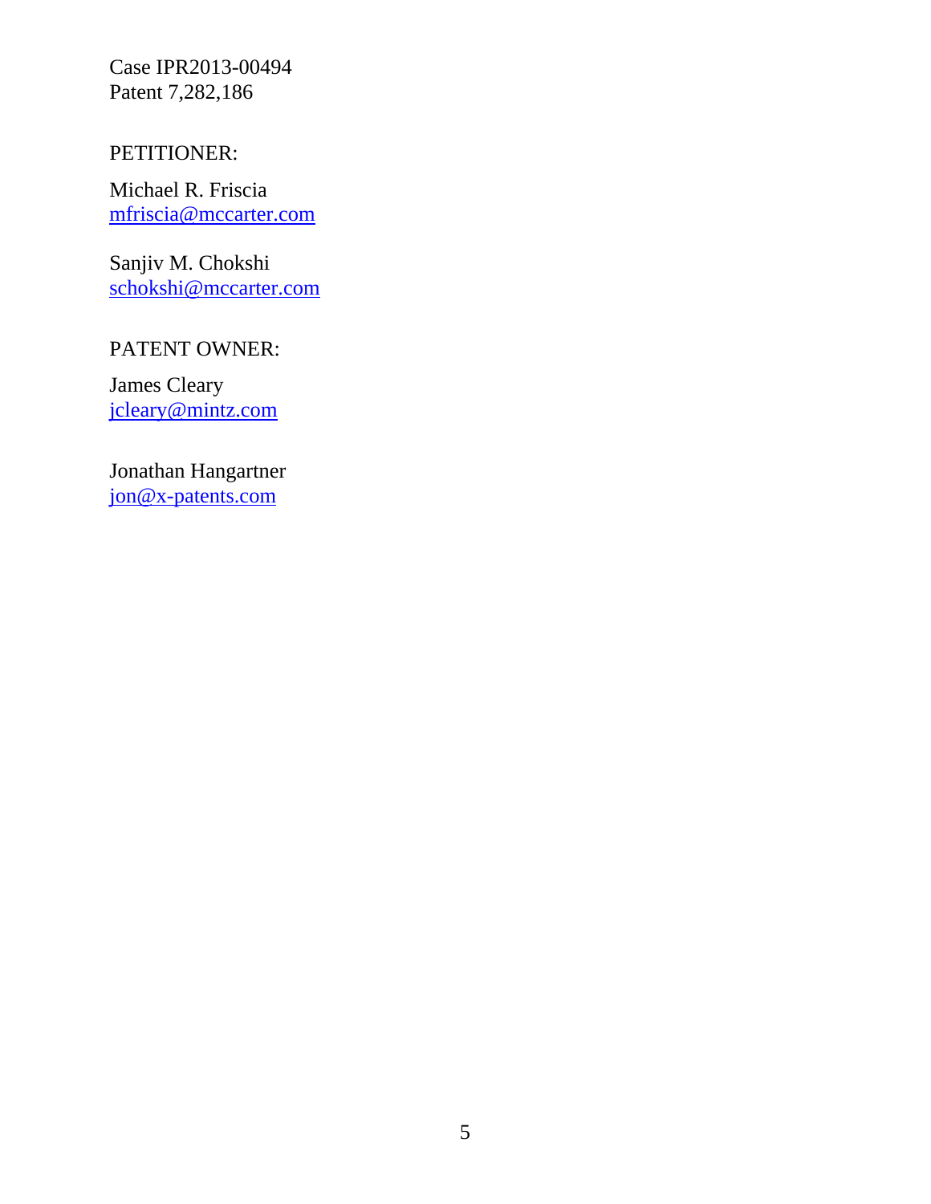Case IPR2013-00494
Patent 7,282,186

PETITIONER:

Michael R. Friscia
mfriscia@mccarter.com

Sanjiv M. Chokshi
schokshi@mccarter.com

PATENT OWNER:

James Cleary
jcleary@mintz.com

Jonathan Hangartner
jon@x-patents.com